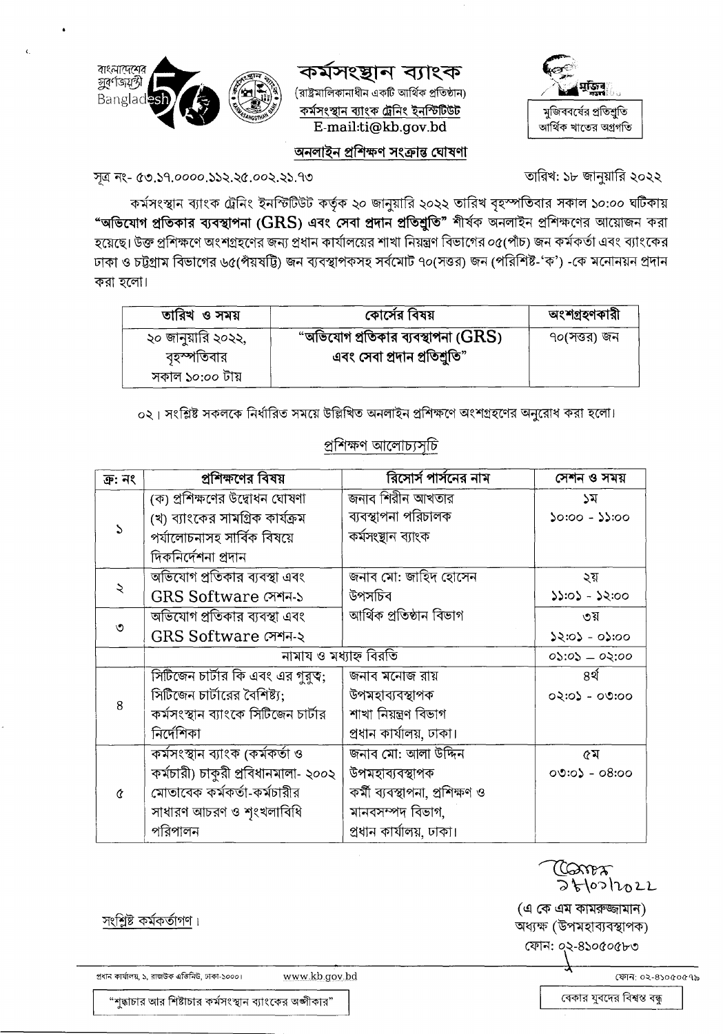বাংলাদেশের সুবর্ণজয়ন্তী Bangladesh 50

# কর্মসংস্থান ব্যাংক

(রাষ্ট্রমালিকানাধীন একটি আর্থিক প্রতিষ্ঠান)

কর্মসংস্থান ব্যাংক ট্রেনিং ইনস্টিটিউট

E-mail:ti@kb.gov.bd

মুজিববর্ষের প্রতিশ্রুতি আর্থিক খাতের অগ্রগতি

## অনলাইন প্রশিক্ষণ সংক্রান্ত ঘোষণা

সূত্র নং- ৫৩.১৭.০০০০.১১২.২৫.০০২.২১.৭৩

তারিখ: ১৮ জানুয়ারি ২০২২

কর্মসংস্থান ব্যাংক ট্রেনিং ইনস্টিটিউট কর্তৃক ২০ জানুয়ারি ২০২২ তারিখ বৃহস্পতিবার সকাল ১০:০০ ঘটিকায় **"অভিযোগ প্রতিকার ব্যবস্থাপনা (GRS) এবং সেবা প্রদান প্রতিশ্রুতি"** শীর্ষক অনলাইন প্রশিক্ষণের আয়োজন করা হয়েছে। উক্ত প্রশিক্ষণে অংশগ্রহণের জন্য প্রধান কার্যালয়ের শাখা নিয়ন্ত্রণ বিভাগের ০৫(পাঁচ) জন কর্মকর্তা এবং ব্যাংকের ঢাকা ও চট্টগ্রাম বিভাগের ৬৫(পঁয়ষট্টি) জন ব্যবস্থাপকসহ সর্বমোট ৭০(সত্তর) জন (পরিশিষ্ট-'ক') -কে মনোনয়ন প্রদান করা হলো।

| তারিখ ও সময় | কোর্সের বিষয় | অংশগ্রহণকারী |
|---|---|---|
| ২০ জানুয়ারি ২০২২, বৃহস্পতিবার সকাল ১০:০০ টায় | "অভিযোগ প্রতিকার ব্যবস্থাপনা (GRS) এবং সেবা প্রদান প্রতিশ্রুতি" | ৭০(সত্তর) জন |

০২। সংশ্লিষ্ট সকলকে নির্ধারিত সময়ে উল্লিখিত অনলাইন প্রশিক্ষণে অংশগ্রহণের অনুরোধ করা হলো।

## প্রশিক্ষণ আলোচ্যসূচি

| ক্র: নং | প্রশিক্ষণের বিষয় | রিসোর্স পার্সনের নাম | সেশন ও সময় |
|---|---|---|---|
| ১ | (ক) প্রশিক্ষণের উদ্বোধন ঘোষণা (খ) ব্যাংকের সামগ্রিক কার্যক্রম পর্যালোচনাসহ সার্বিক বিষয়ে দিকনির্দেশনা প্রদান | জনাব শিরীন আখতার ব্যবস্থাপনা পরিচালক কর্মসংস্থান ব্যাংক | ১ম ১০:০০ - ১১:০০ |
| ২ | অভিযোগ প্রতিকার ব্যবস্থা এবং GRS Software সেশন-১ | জনাব মো: জাহিদ হোসেন উপসচিব আর্থিক প্রতিষ্ঠান বিভাগ | ২য় ১১:০১ - ১২:০০ |
| ৩ | অভিযোগ প্রতিকার ব্যবস্থা এবং GRS Software সেশন-২ | | ৩য় ১২:০১ - ০১:০০ |
| | নামায ও মধ্যাহ্ন বিরতি | | ০১:০১ – ০২:০০ |
| ৪ | সিটিজেন চার্টার কি এবং এর গুরুত্ব; সিটিজেন চার্টারের বৈশিষ্ট্য; কর্মসংস্থান ব্যাংকে সিটিজেন চার্টার নির্দেশিকা | জনাব মনোজ রায় উপমহাব্যবস্থাপক শাখা নিয়ন্ত্রণ বিভাগ প্রধান কার্যালয়, ঢাকা। | ৪র্থ ০২:০১ - ০৩:০০ |
| ৫ | কর্মসংস্থান ব্যাংক (কর্মকর্তা ও কর্মচারী) চাকুরী প্রবিধানমালা- ২০০২ মোতাবেক কর্মকর্তা-কর্মচারীর সাধারণ আচরণ ও শৃংখলাবিধি পরিপালন | জনাব মো: আলা উদ্দিন উপমহাব্যবস্থাপক কর্মী ব্যবস্থাপনা, প্রশিক্ষণ ও মানবসম্পদ বিভাগ, প্রধান কার্যালয়, ঢাকা। | ৫ম ০৩:০১ - ০৪:০০ |

১৮/০১/২০২২

(এ কে এম কামরুজ্জামান)
অধ্যক্ষ (উপমহাব্যবস্থাপক)
ফোন: ০২-৪১০৫০৫৮৩

সংশ্লিষ্ট কর্মকর্তাগণ।

প্রধান কার্যালয়, ১, রাজউক এভিনিউ, ঢাকা-১০০০। www.kb.gov.bd ফোন: ০২-৪১০৫০৫৭৯

"শুদ্ধাচার আর শিষ্টাচার কর্মসংস্থান ব্যাংকের অঙ্গীকার"

বেকার যুবদের বিশ্বস্ত বন্ধু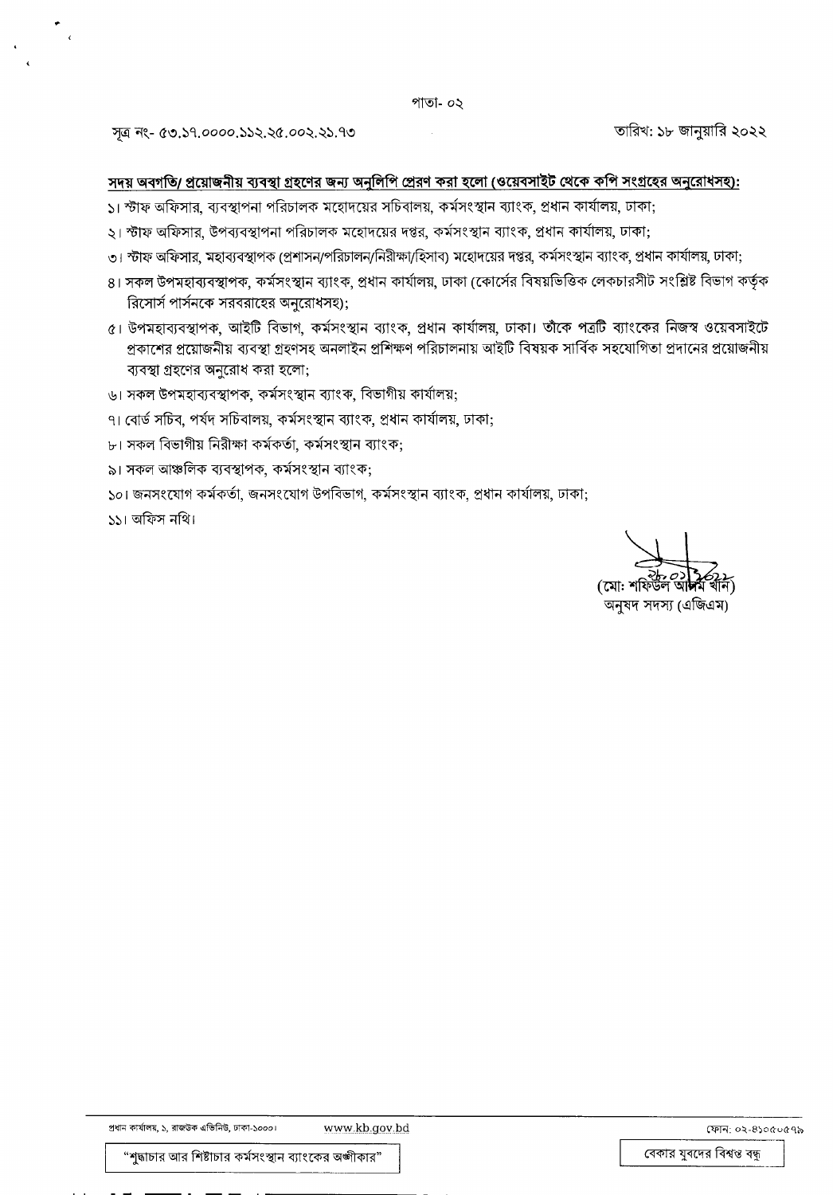সূত্র নং- ৫৩.১৭.০০০০.১১২.২৫.০০২.২১.৭৩

তারিখ: ১৮ জানুয়ারি ২০২২

**সদয় অবগতি/ প্রয়োজনীয় ব্যবস্থা গ্রহণের জন্য অনুলিপি প্রেরণ করা হলো (ওয়েবসাইট থেকে কপি সংগ্রহের অনুরোধসহ):**

১। স্টাফ অফিসার, ব্যবস্থাপনা পরিচালক মহোদয়ের সচিবালয়, কর্মসংস্থান ব্যাংক, প্রধান কার্যালয়, ঢাকা;

২। স্টাফ অফিসার, উপব্যবস্থাপনা পরিচালক মহোদয়ের দপ্তর, কর্মসংস্থান ব্যাংক, প্রধান কার্যালয়, ঢাকা;

৩। স্টাফ অফিসার, মহাব্যবস্থাপক (প্রশাসন/পরিচালন/নিরীক্ষা/হিসাব) মহোদয়ের দপ্তর, কর্মসংস্থান ব্যাংক, প্রধান কার্যালয়, ঢাকা;

৪। সকল উপমহাব্যবস্থাপক, কর্মসংস্থান ব্যাংক, প্রধান কার্যালয়, ঢাকা (কোর্সের বিষয়ভিত্তিক লেকচারসীট সংশ্লিষ্ট বিভাগ কর্তৃক রিসোর্স পার্সনকে সরবরাহের অনুরোধসহ);

৫। উপমহাব্যবস্থাপক, আইটি বিভাগ, কর্মসংস্থান ব্যাংক, প্রধান কার্যালয়, ঢাকা। তাঁকে পত্রটি ব্যাংকের নিজস্ব ওয়েবসাইটে প্রকাশের প্রয়োজনীয় ব্যবস্থা গ্রহণসহ অনলাইন প্রশিক্ষণ পরিচালনায় আইটি বিষয়ক সার্বিক সহযোগিতা প্রদানের প্রয়োজনীয় ব্যবস্থা গ্রহণের অনুরোধ করা হলো;

৬। সকল উপমহাব্যবস্থাপক, কর্মসংস্থান ব্যাংক, বিভাগীয় কার্যালয়;

৭। বোর্ড সচিব, পর্ষদ সচিবালয়, কর্মসংস্থান ব্যাংক, প্রধান কার্যালয়, ঢাকা;

৮। সকল বিভাগীয় নিরীক্ষা কর্মকর্তা, কর্মসংস্থান ব্যাংক;

৯। সকল আঞ্চলিক ব্যবস্থাপক, কর্মসংস্থান ব্যাংক;

১০। জনসংযোগ কর্মকর্তা, জনসংযোগ উপবিভাগ, কর্মসংস্থান ব্যাংক, প্রধান কার্যালয়, ঢাকা;

১১। অফিস নথি।

১৮.০১.২০২২
(মো: শফিউল আলম খান)
অনুষদ সদস্য (এজিএম)

প্রধান কার্যালয়, ১, রাজউক এভিনিউ, ঢাকা-১০০০। www.kb.gov.bd ফোন: ০২-৪১০৫০৫৭৯

"শুদ্ধাচার আর শিষ্টাচার কর্মসংস্থান ব্যাংকের অঙ্গীকার"

বেকার যুবদের বিশ্বস্ত বন্ধু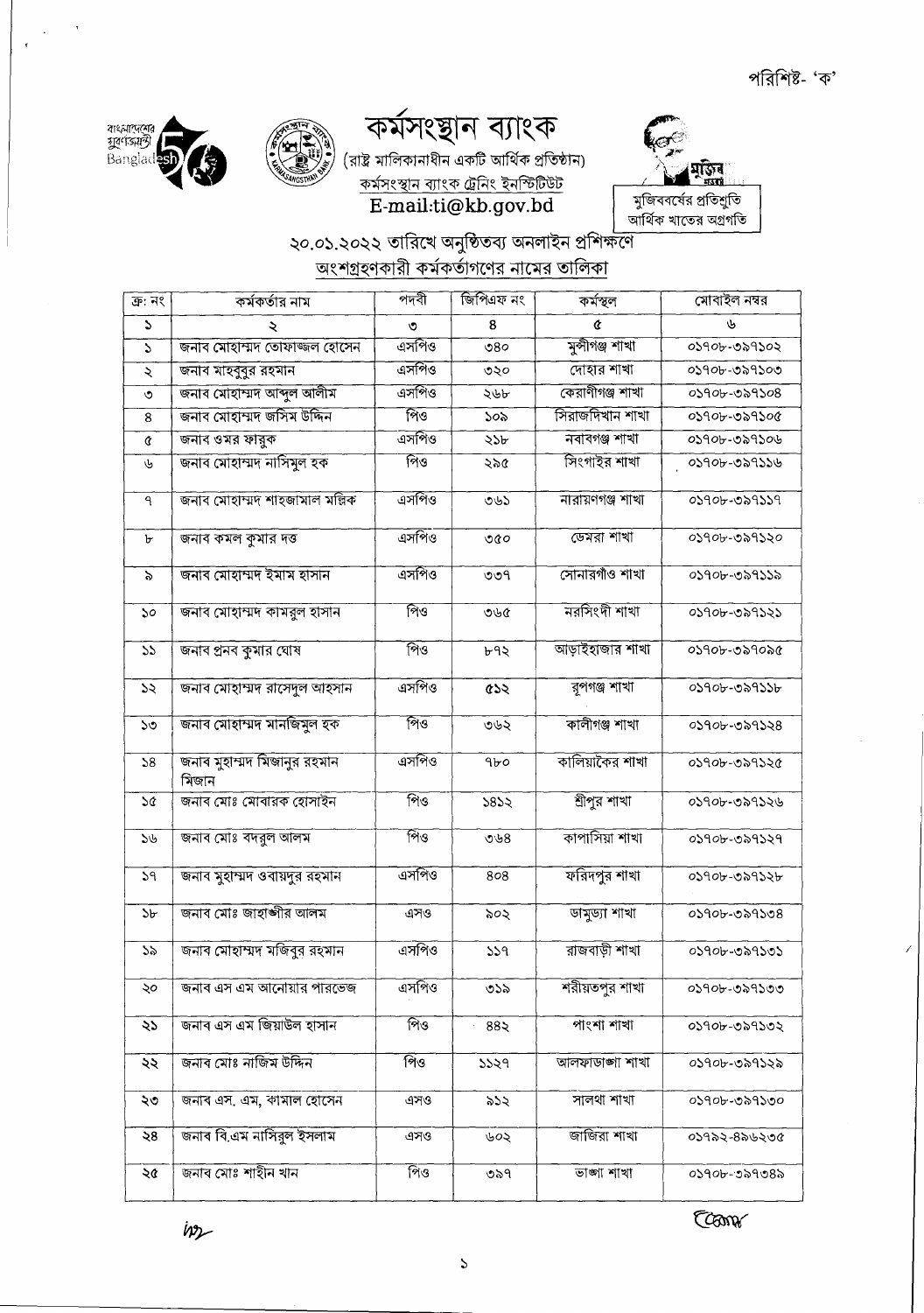পরিশিষ্ট- 'ক'

বাংলাদেশের সুবর্ণজয়ন্তী Bangladesh 50

# কর্মসংস্থান ব্যাংক

(রাষ্ট্র মালিকানাধীন একটি আর্থিক প্রতিষ্ঠান)

কর্মসংস্থান ব্যাংক ট্রেনিং ইনস্টিটিউট

E-mail:ti@kb.gov.bd

মুজিববর্ষের প্রতিশ্রুতি আর্থিক খাতের অগ্রগতি

## ২০.০১.২০২২ তারিখে অনুষ্ঠিতব্য অনলাইন প্রশিক্ষণে অংশগ্রহণকারী কর্মকর্তাগণের নামের তালিকা

| ক্র: নং | কর্মকর্তার নাম | পদবী | জিপিএফ নং | কর্মস্থল | মোবাইল নম্বর |
|---|---|---|---|---|---|
| ১ | ২ | ৩ | ৪ | ৫ | ৬ |
| ১ | জনাব মোহাম্মদ তোফাজ্জল হোসেন | এসপিও | ৩৪০ | মুন্সীগঞ্জ শাখা | ০১৭০৮-৩৯৭১০২ |
| ২ | জনাব মাহবুবুর রহমান | এসপিও | ৩২০ | দোহার শাখা | ০১৭০৮-৩৯৭১০৩ |
| ৩ | জনাব মোহাম্মদ আব্দুল আলীম | এসপিও | ২৬৮ | কেরাণীগঞ্জ শাখা | ০১৭০৮-৩৯৭১০৪ |
| ৪ | জনাব মোহাম্মদ জসিম উদ্দিন | পিও | ১০৯ | সিরাজদিখান শাখা | ০১৭০৮-৩৯৭১০৫ |
| ৫ | জনাব ওমর ফারুক | এসপিও | ২১৮ | নবাবগঞ্জ শাখা | ০১৭০৮-৩৯৭১০৬ |
| ৬ | জনাব মোহাম্মদ নাসিমুল হক | পিও | ২৯৫ | সিংগাইর শাখা | ০১৭০৮-৩৯৭১১৬ |
| ৭ | জনাব মোহাম্মদ শাহজামাল মল্লিক | এসপিও | ৩৬১ | নারায়ণগঞ্জ শাখা | ০১৭০৮-৩৯৭১১৭ |
| ৮ | জনাব কমল কুমার দত্ত | এসপিও | ৩৫০ | ডেমরা শাখা | ০১৭০৮-৩৯৭১২০ |
| ৯ | জনাব মোহাম্মদ ইমাম হাসান | এসপিও | ৩০৭ | সোনারগাঁও শাখা | ০১৭০৮-৩৯৭১১৯ |
| ১০ | জনাব মোহাম্মদ কামরুল হাসান | পিও | ৩৬৫ | নরসিংদী শাখা | ০১৭০৮-৩৯৭১২১ |
| ১১ | জনাব প্রনব কুমার ঘোষ | পিও | ৮৭২ | আড়াইহাজার শাখা | ০১৭০৮-৩৯৭০৯৫ |
| ১২ | জনাব মোহাম্মদ রাসেদুল আহসান | এসপিও | ৫১২ | রূপগঞ্জ শাখা | ০১৭০৮-৩৯৭১১৮ |
| ১৩ | জনাব মোহাম্মদ মানজিমুল হক | পিও | ৩৬২ | কালীগঞ্জ শাখা | ০১৭০৮-৩৯৭১২৪ |
| ১৪ | জনাব মুহাম্মদ মিজানুর রহমান মিজান | এসপিও | ৭৮০ | কালিয়াকৈর শাখা | ০১৭০৮-৩৯৭১২৫ |
| ১৫ | জনাব মোঃ মোবারক হোসাইন | পিও | ১৪১২ | শ্রীপুর শাখা | ০১৭০৮-৩৯৭১২৬ |
| ১৬ | জনাব মোঃ বদরুল আলম | পিও | ৩৬৪ | কাপাসিয়া শাখা | ০১৭০৮-৩৯৭১২৭ |
| ১৭ | জনাব মুহাম্মদ ওবায়দুর রহমান | এসপিও | ৪০৪ | ফরিদপুর শাখা | ০১৭০৮-৩৯৭১২৮ |
| ১৮ | জনাব মোঃ জাহাঙ্গীর আলম | এসও | ৯০২ | ডামুড্যা শাখা | ০১৭০৮-৩৯৭১৩৪ |
| ১৯ | জনাব মোহাম্মদ মজিবুর রহমান | এসপিও | ১১৭ | রাজবাড়ী শাখা | ০১৭০৮-৩৯৭১৩১ |
| ২০ | জনাব এস এম আনোয়ার পারভেজ | এসপিও | ৩১৯ | শরীয়তপুর শাখা | ০১৭০৮-৩৯৭১৩৩ |
| ২১ | জনাব এস এম জিয়াউল হাসান | পিও | ৪৪২ | পাংশা শাখা | ০১৭০৮-৩৯৭১৩২ |
| ২২ | জনাব মোঃ নাজিম উদ্দিন | পিও | ১১২৭ | আলফাডাঙ্গা শাখা | ০১৭০৮-৩৯৭১২৯ |
| ২৩ | জনাব এস. এম. কামাল হোসেন | এসও | ৯১২ | সালথা শাখা | ০১৭০৮-৩৯৭১৩০ |
| ২৪ | জনাব বি.এম নাসিরুল ইসলাম | এসও | ৬০২ | জাজিরা শাখা | ০১৭৯২-৪৯৬২৩৫ |
| ২৫ | জনাব মোঃ শাহীন খান | পিও | ৩৯৭ | ভাঙ্গা শাখা | ০১৭০৮-৩৯৭০৪৯ |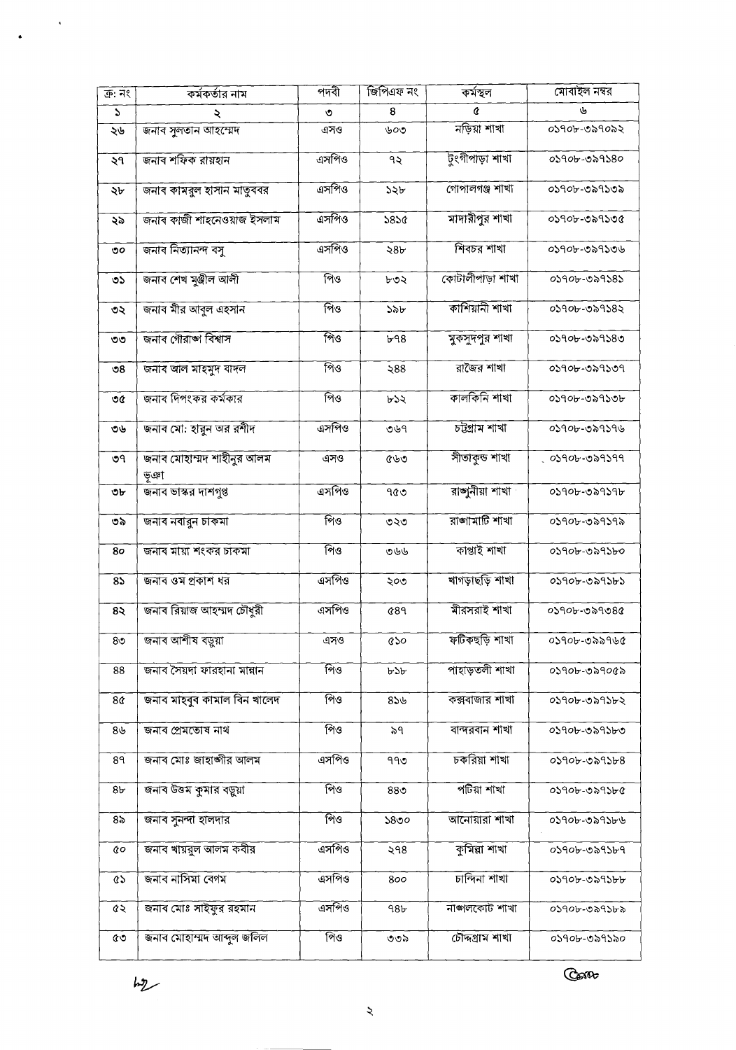| ক্র: নং | কর্মকর্তার নাম | পদবী | জিপিএফ নং | কর্মস্থল | মোবাইল নম্বর |
|---|---|---|---|---|---|
| ১ | ২ | ৩ | ৪ | ৫ | ৬ |
| ২৬ | জনাব সুলতান আহম্মেদ | এসও | ৬০৩ | নড়িয়া শাখা | ০১৭০৮-৩৯৭০৯২ |
| ২৭ | জনাব শফিক রায়হান | এসপিও | ৭২ | টুংগীপাড়া শাখা | ০১৭০৮-৩৯৭১৪০ |
| ২৮ | জনাব কামরুল হাসান মাতুববর | এসপিও | ১২৮ | গোপালগঞ্জ শাখা | ০১৭০৮-৩৯৭১৩৯ |
| ২৯ | জনাব কাজী শাহনেওয়াজ ইসলাম | এসপিও | ১৪১৫ | মাদারীপুর শাখা | ০১৭০৮-৩৯৭১৩৫ |
| ৩০ | জনাব নিত্যানন্দ বসু | এসপিও | ২৪৮ | শিবচর শাখা | ০১৭০৮-৩৯৭১৩৬ |
| ৩১ | জনাব শেখ মুঞ্জীল আলী | পিও | ৮৩২ | কোটালীপাড়া শাখা | ০১৭০৮-৩৯৭১৪১ |
| ৩২ | জনাব মীর আবুল এহসান | পিও | ১৯৮ | কাশিয়ানী শাখা | ০১৭০৮-৩৯৭১৪২ |
| ৩৩ | জনাব গৌরাঙ্গ বিশ্বাস | পিও | ৮৭৪ | মুকসুদপুর শাখা | ০১৭০৮-৩৯৭১৪৩ |
| ৩৪ | জনাব আল মাহমুদ বাদল | পিও | ২৪৪ | রাজৈর শাখা | ০১৭০৮-৩৯৭১৩৭ |
| ৩৫ | জনাব দিপংকর কর্মকার | পিও | ৮১২ | কালকিনি শাখা | ০১৭০৮-৩৯৭১৩৮ |
| ৩৬ | জনাব মো: হারুন অর রশীদ | এসপিও | ৩৬৭ | চট্টগ্রাম শাখা | ০১৭০৮-৩৯৭১৭৬ |
| ৩৭ | জনাব মোহাম্মদ শাহীনুর আলম ভূঞা | এসও | ৫৬৩ | সীতাকুন্ড শাখা | ০১৭০৮-৩৯৭১৭৭ |
| ৩৮ | জনাব ভাস্কর দাশগুপ্ত | এসপিও | ৭৫৩ | রাঙ্গুনীয়া শাখা | ০১৭০৮-৩৯৭১৭৮ |
| ৩৯ | জনাব নবারুন চাকমা | পিও | ৩২৩ | রাঙ্গামাটি শাখা | ০১৭০৮-৩৯৭১৭৯ |
| ৪০ | জনাব মায়া শংকর চাকমা | পিও | ৩৬৬ | কাপ্তাই শাখা | ০১৭০৮-৩৯৭১৮০ |
| ৪১ | জনাব ওম প্রকাশ ধর | এসপিও | ২০৩ | খাগড়াছড়ি শাখা | ০১৭০৮-৩৯৭১৮১ |
| ৪২ | জনাব রিয়াজ আহম্মদ চৌধুরী | এসপিও | ৫৪৭ | মীরসরাই শাখা | ০১৭০৮-৩৯৭৩৪৫ |
| ৪৩ | জনাব আশীষ বড়ুয়া | এসও | ৫১০ | ফটিকছড়ি শাখা | ০১৭০৮-৩৯৯৭৬৫ |
| ৪৪ | জনাব সৈয়দা ফারহানা মান্নান | পিও | ৮১৮ | পাহাড়তলী শাখা | ০১৭০৮-৩৯৭০৫৯ |
| ৪৫ | জনাব মাহবুব কামাল বিন খালেদ | পিও | ৪১৬ | কক্সবাজার শাখা | ০১৭০৮-৩৯৭১৮২ |
| ৪৬ | জনাব প্রেমতোষ নাথ | পিও | ৯৭ | বান্দরবান শাখা | ০১৭০৮-৩৯৭১৮৩ |
| ৪৭ | জনাব মোঃ জাহাঙ্গীর আলম | এসপিও | ৭৭৩ | চকরিয়া শাখা | ০১৭০৮-৩৯৭১৮৪ |
| ৪৮ | জনাব উত্তম কুমার বড়ুয়া | পিও | ৪৪৩ | পটিয়া শাখা | ০১৭০৮-৩৯৭১৮৫ |
| ৪৯ | জনাব সুনন্দা হালদার | পিও | ১৪৩০ | আনোয়ারা শাখা | ০১৭০৮-৩৯৭১৮৬ |
| ৫০ | জনাব খায়রুল আলম কবীর | এসপিও | ২৭৪ | কুমিল্লা শাখা | ০১৭০৮-৩৯৭১৮৭ |
| ৫১ | জনাব নাসিমা বেগম | এসপিও | ৪০০ | চান্দিনা শাখা | ০১৭০৮-৩৯৭১৮৮ |
| ৫২ | জনাব মোঃ সাইফুর রহমান | এসপিও | ৭৪৮ | নাঙ্গলকোট শাখা | ০১৭০৮-৩৯৭১৮৯ |
| ৫৩ | জনাব মোহাম্মদ আব্দুল জলিল | পিও | ৩৩৯ | চৌদ্দগ্রাম শাখা | ০১৭০৮-৩৯৭১৯০ |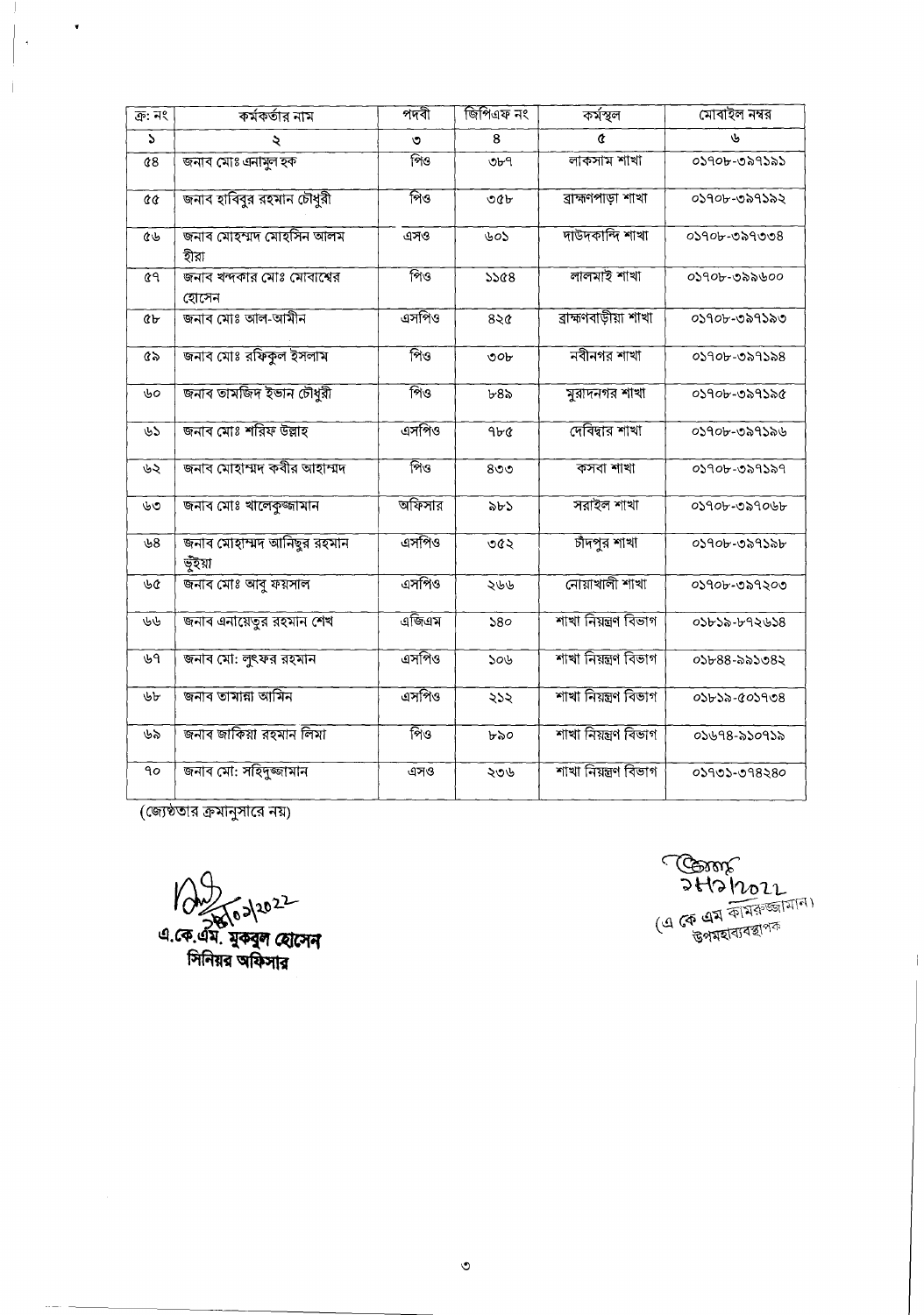| ক্র: নং | কর্মকর্তার নাম | পদবী | জিপিএফ নং | কর্মস্থল | মোবাইল নম্বর |
|---|---|---|---|---|---|
| ১ | ২ | ৩ | ৪ | ৫ | ৬ |
| ৫৪ | জনাব মোঃ এনামুল হক | পিও | ৩৮৭ | লাকসাম শাখা | ০১৭০৮-৩৯৭১৯১ |
| ৫৫ | জনাব হাবিবুর রহমান চৌধুরী | পিও | ৩৫৮ | ব্রাহ্মণপাড়া শাখা | ০১৭০৮-৩৯৭১৯২ |
| ৫৬ | জনাব মোহম্মদ মোহসিন আলম হীরা | এসও | ৬০১ | দাউদকান্দি শাখা | ০১৭০৮-৩৯৭৩৩৪ |
| ৫৭ | জনাব খন্দকার মোঃ মোবাশ্বের হোসেন | পিও | ১১৫৪ | লালমাই শাখা | ০১৭০৮-৩৯৯৬০০ |
| ৫৮ | জনাব মোঃ আল-আমীন | এসপিও | ৪২৫ | ব্রাহ্মণবাড়ীয়া শাখা | ০১৭০৮-৩৯৭১৯৩ |
| ৫৯ | জনাব মোঃ রফিকুল ইসলাম | পিও | ৩০৮ | নবীনগর শাখা | ০১৭০৮-৩৯৭১৯৪ |
| ৬০ | জনাব তামজিদ ইভান চৌধুরী | পিও | ৮৪৯ | মুরাদনগর শাখা | ০১৭০৮-৩৯৭১৯৫ |
| ৬১ | জনাব মোঃ শরিফ উল্লাহ | এসপিও | ৭৮৫ | দেবিদ্বার শাখা | ০১৭০৮-৩৯৭১৯৬ |
| ৬২ | জনাব মোহাম্মদ কবীর আহাম্মদ | পিও | ৪৩৩ | কসবা শাখা | ০১৭০৮-৩৯৭১৯৭ |
| ৬৩ | জনাব মোঃ খালেকুজ্জামান | অফিসার | ৯৮১ | সরাইল শাখা | ০১৭০৮-৩৯৭০৬৮ |
| ৬৪ | জনাব মোহাম্মদ আনিছুর রহমান ভুঁইয়া | এসপিও | ৩৫২ | চাঁদপুর শাখা | ০১৭০৮-৩৯৭১৯৮ |
| ৬৫ | জনাব মোঃ আবু ফয়সাল | এসপিও | ২৬৬ | নোয়াখালী শাখা | ০১৭০৮-৩৯৭২০৩ |
| ৬৬ | জনাব এনায়েতুর রহমান শেখ | এজিএম | ১৪০ | শাখা নিয়ন্ত্রণ বিভাগ | ০১৮১৯-৮৭২৬১৪ |
| ৬৭ | জনাব মো: লুৎফর রহমান | এসপিও | ১০৬ | শাখা নিয়ন্ত্রণ বিভাগ | ০১৮৪৪-৯৯১৩৪২ |
| ৬৮ | জনাব তামান্না আমিন | এসপিও | ২১২ | শাখা নিয়ন্ত্রণ বিভাগ | ০১৮১৯-৫০১৭৩৪ |
| ৬৯ | জনাব জাকিয়া রহমান লিমা | পিও | ৮৯০ | শাখা নিয়ন্ত্রণ বিভাগ | ০১৬৭৪-৯১০৭১৯ |
| ৭০ | জনাব মো: সহিদুজ্জামান | এসও | ২৩৬ | শাখা নিয়ন্ত্রণ বিভাগ | ০১৭৩১-৩৭৪২৪০ |

(জ্যেষ্ঠতার ক্রমানুসারে নয়)

২৪/০১/২০২২
এ.কে.এম. মুকবুল হোসেন
সিনিয়র অফিসার

২৪/০১/২০২২
(এ কে এম কামরুজ্জামান)
উপমহাব্যবস্থাপক